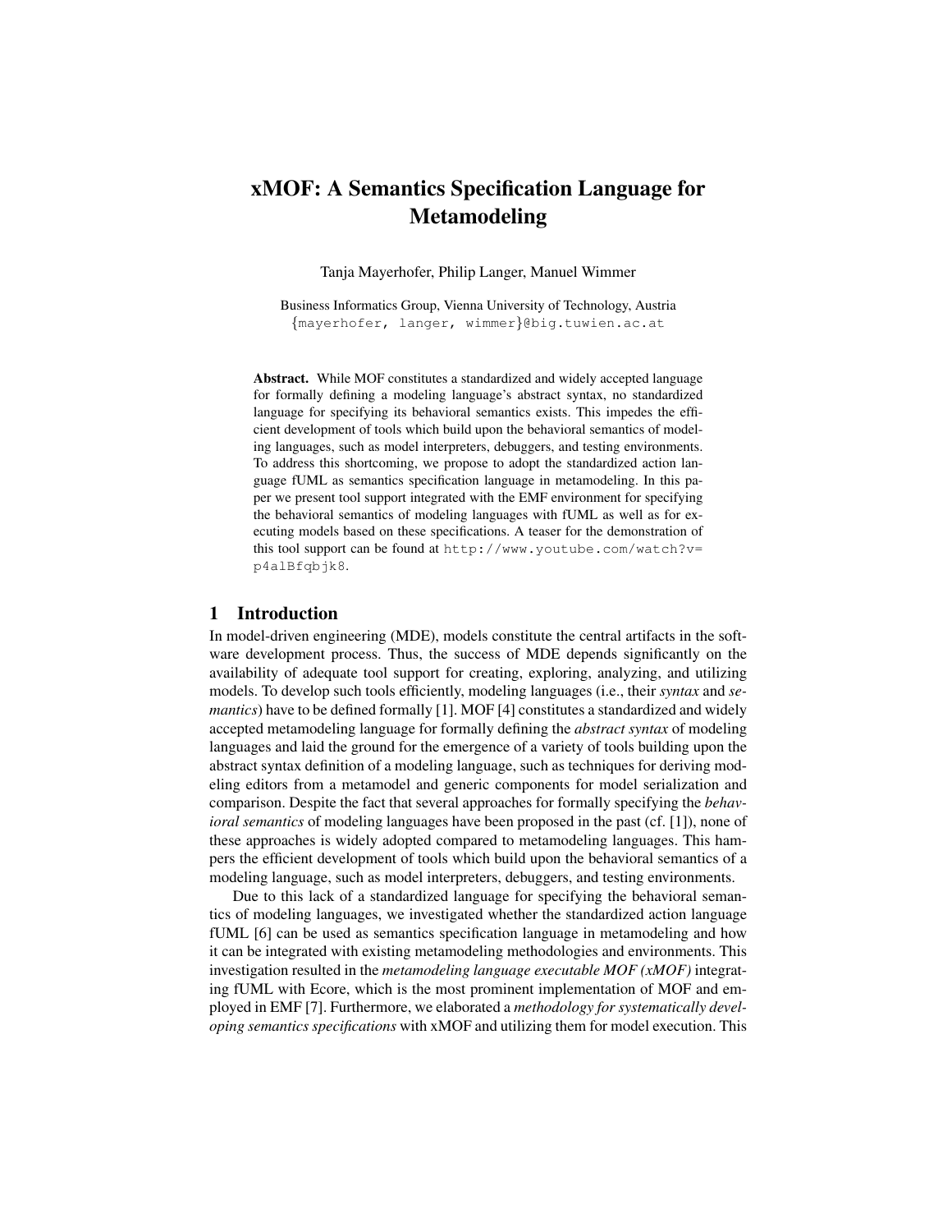# xMOF: A Semantics Specification Language for Metamodeling

Tanja Mayerhofer, Philip Langer, Manuel Wimmer

Business Informatics Group, Vienna University of Technology, Austria
{mayerhofer, langer, wimmer}@big.tuwien.ac.at

**Abstract.** While MOF constitutes a standardized and widely accepted language for formally defining a modeling language's abstract syntax, no standardized language for specifying its behavioral semantics exists. This impedes the efficient development of tools which build upon the behavioral semantics of modeling languages, such as model interpreters, debuggers, and testing environments. To address this shortcoming, we propose to adopt the standardized action language fUML as semantics specification language in metamodeling. In this paper we present tool support integrated with the EMF environment for specifying the behavioral semantics of modeling languages with fUML as well as for executing models based on these specifications. A teaser for the demonstration of this tool support can be found at `http://www.youtube.com/watch?v=p4alBfqbjk8`.

## 1 Introduction

In model-driven engineering (MDE), models constitute the central artifacts in the software development process. Thus, the success of MDE depends significantly on the availability of adequate tool support for creating, exploring, analyzing, and utilizing models. To develop such tools efficiently, modeling languages (i.e., their *syntax* and *semantics*) have to be defined formally [1]. MOF [4] constitutes a standardized and widely accepted metamodeling language for formally defining the *abstract syntax* of modeling languages and laid the ground for the emergence of a variety of tools building upon the abstract syntax definition of a modeling language, such as techniques for deriving modeling editors from a metamodel and generic components for model serialization and comparison. Despite the fact that several approaches for formally specifying the *behavioral semantics* of modeling languages have been proposed in the past (cf. [1]), none of these approaches is widely adopted compared to metamodeling languages. This hampers the efficient development of tools which build upon the behavioral semantics of a modeling language, such as model interpreters, debuggers, and testing environments.

Due to this lack of a standardized language for specifying the behavioral semantics of modeling languages, we investigated whether the standardized action language fUML [6] can be used as semantics specification language in metamodeling and how it can be integrated with existing metamodeling methodologies and environments. This investigation resulted in the *metamodeling language executable MOF (xMOF)* integrating fUML with Ecore, which is the most prominent implementation of MOF and employed in EMF [7]. Furthermore, we elaborated a *methodology for systematically developing semantics specifications* with xMOF and utilizing them for model execution. This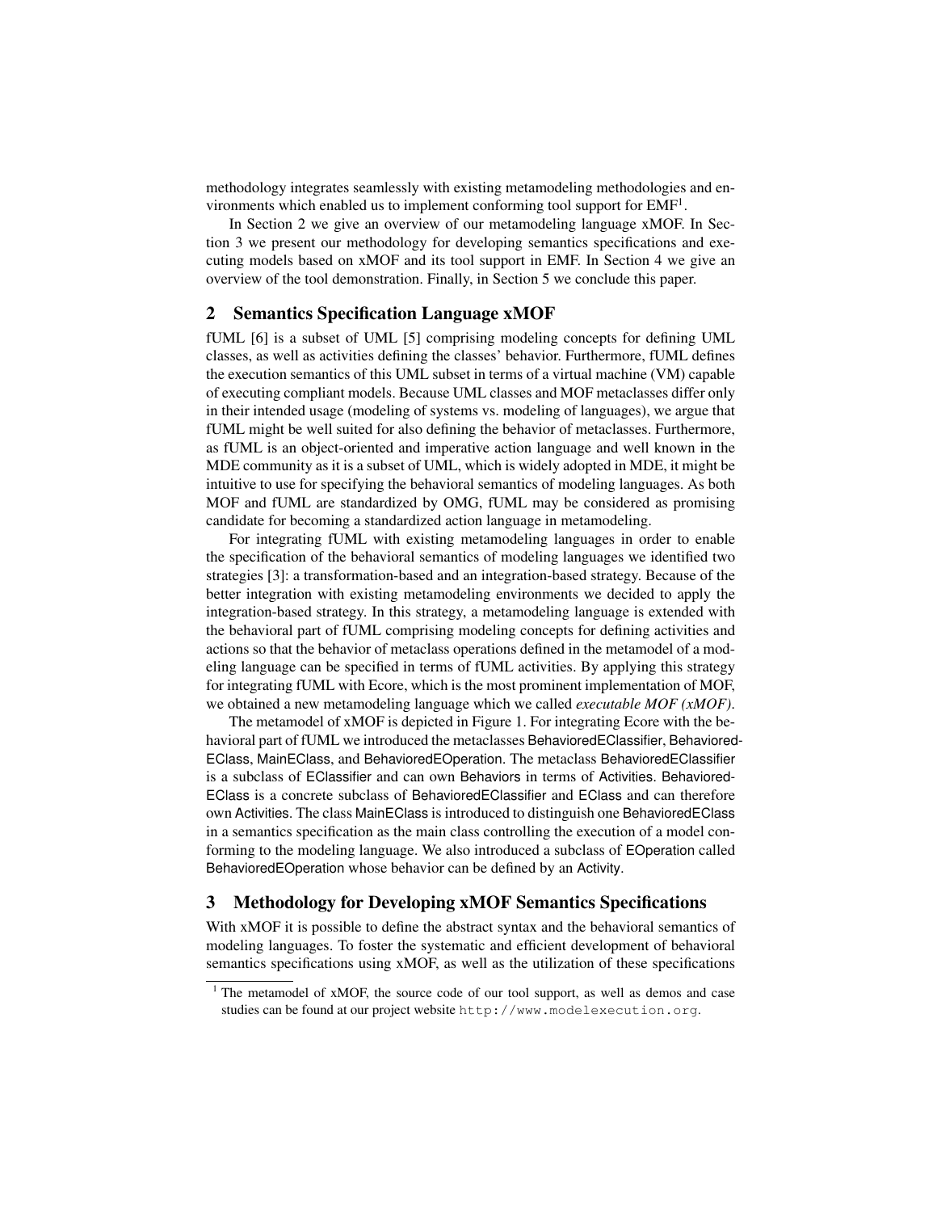methodology integrates seamlessly with existing metamodeling methodologies and environments which enabled us to implement conforming tool support for EMF[1].

In Section 2 we give an overview of our metamodeling language xMOF. In Section 3 we present our methodology for developing semantics specifications and executing models based on xMOF and its tool support in EMF. In Section 4 we give an overview of the tool demonstration. Finally, in Section 5 we conclude this paper.

## 2 Semantics Specification Language xMOF

fUML [6] is a subset of UML [5] comprising modeling concepts for defining UML classes, as well as activities defining the classes' behavior. Furthermore, fUML defines the execution semantics of this UML subset in terms of a virtual machine (VM) capable of executing compliant models. Because UML classes and MOF metaclasses differ only in their intended usage (modeling of systems vs. modeling of languages), we argue that fUML might be well suited for also defining the behavior of metaclasses. Furthermore, as fUML is an object-oriented and imperative action language and well known in the MDE community as it is a subset of UML, which is widely adopted in MDE, it might be intuitive to use for specifying the behavioral semantics of modeling languages. As both MOF and fUML are standardized by OMG, fUML may be considered as promising candidate for becoming a standardized action language in metamodeling.

For integrating fUML with existing metamodeling languages in order to enable the specification of the behavioral semantics of modeling languages we identified two strategies [3]: a transformation-based and an integration-based strategy. Because of the better integration with existing metamodeling environments we decided to apply the integration-based strategy. In this strategy, a metamodeling language is extended with the behavioral part of fUML comprising modeling concepts for defining activities and actions so that the behavior of metaclass operations defined in the metamodel of a modeling language can be specified in terms of fUML activities. By applying this strategy for integrating fUML with Ecore, which is the most prominent implementation of MOF, we obtained a new metamodeling language which we called *executable MOF (xMOF)*.

The metamodel of xMOF is depicted in Figure 1. For integrating Ecore with the behavioral part of fUML we introduced the metaclasses BehavioredEClassifier, BehavioredEClass, MainEClass, and BehavioredEOperation. The metaclass BehavioredEClassifier is a subclass of EClassifier and can own Behaviors in terms of Activities. BehavioredEClass is a concrete subclass of BehavioredEClassifier and EClass and can therefore own Activities. The class MainEClass is introduced to distinguish one BehavioredEClass in a semantics specification as the main class controlling the execution of a model conforming to the modeling language. We also introduced a subclass of EOperation called BehavioredEOperation whose behavior can be defined by an Activity.

## 3 Methodology for Developing xMOF Semantics Specifications

With xMOF it is possible to define the abstract syntax and the behavioral semantics of modeling languages. To foster the systematic and efficient development of behavioral semantics specifications using xMOF, as well as the utilization of these specifications

[1] The metamodel of xMOF, the source code of our tool support, as well as demos and case studies can be found at our project website `http://www.modelexecution.org`.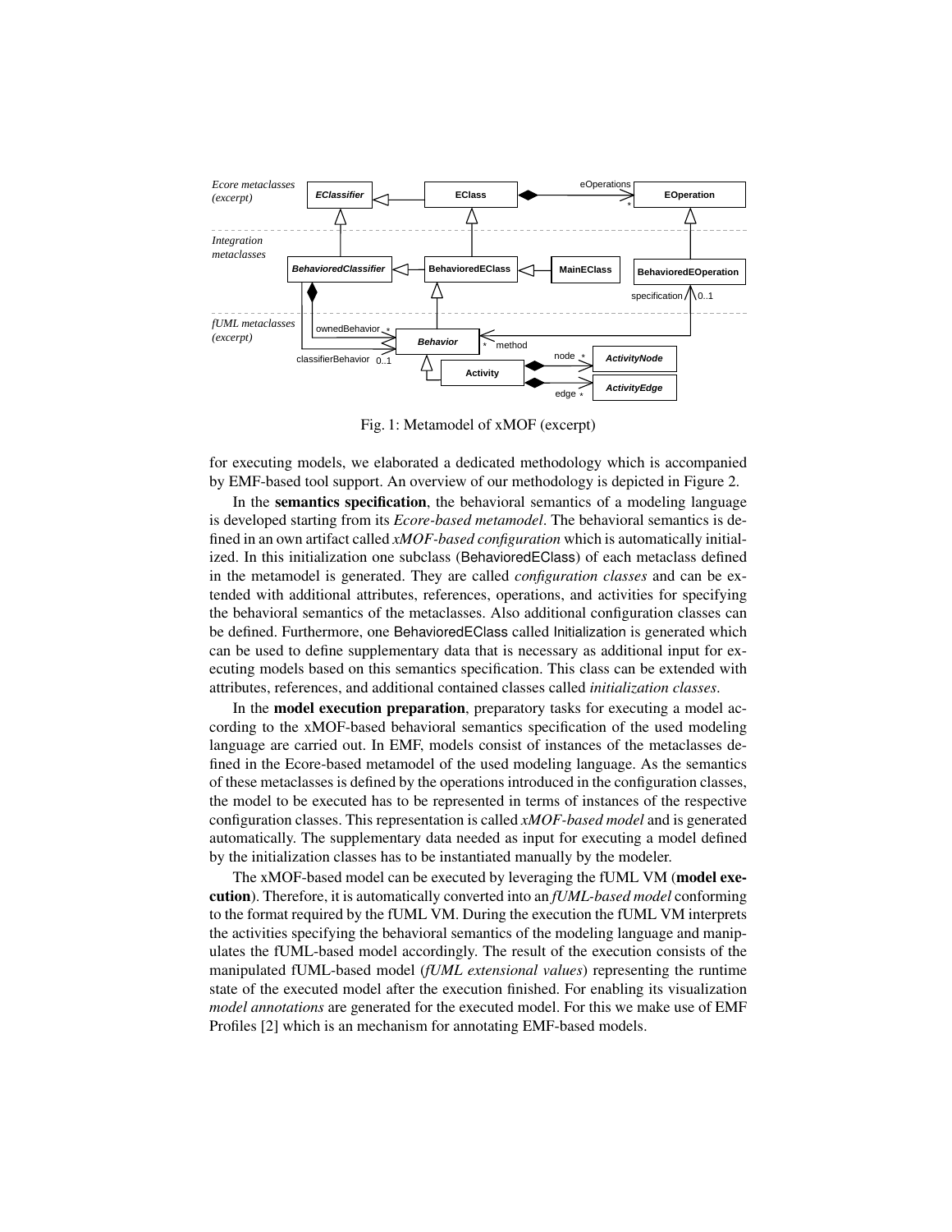Fig. 1: Metamodel of xMOF (excerpt)

for executing models, we elaborated a dedicated methodology which is accompanied by EMF-based tool support. An overview of our methodology is depicted in Figure 2.

In the **semantics specification**, the behavioral semantics of a modeling language is developed starting from its *Ecore-based metamodel*. The behavioral semantics is defined in an own artifact called *xMOF-based configuration* which is automatically initialized. In this initialization one subclass (BehavioredEClass) of each metaclass defined in the metamodel is generated. They are called *configuration classes* and can be extended with additional attributes, references, operations, and activities for specifying the behavioral semantics of the metaclasses. Also additional configuration classes can be defined. Furthermore, one BehavioredEClass called Initialization is generated which can be used to define supplementary data that is necessary as additional input for executing models based on this semantics specification. This class can be extended with attributes, references, and additional contained classes called *initialization classes*.

In the **model execution preparation**, preparatory tasks for executing a model according to the xMOF-based behavioral semantics specification of the used modeling language are carried out. In EMF, models consist of instances of the metaclasses defined in the Ecore-based metamodel of the used modeling language. As the semantics of these metaclasses is defined by the operations introduced in the configuration classes, the model to be executed has to be represented in terms of instances of the respective configuration classes. This representation is called *xMOF-based model* and is generated automatically. The supplementary data needed as input for executing a model defined by the initialization classes has to be instantiated manually by the modeler.

The xMOF-based model can be executed by leveraging the fUML VM (**model execution**). Therefore, it is automatically converted into an *fUML-based model* conforming to the format required by the fUML VM. During the execution the fUML VM interprets the activities specifying the behavioral semantics of the modeling language and manipulates the fUML-based model accordingly. The result of the execution consists of the manipulated fUML-based model (*fUML extensional values*) representing the runtime state of the executed model after the execution finished. For enabling its visualization *model annotations* are generated for the executed model. For this we make use of EMF Profiles [2] which is an mechanism for annotating EMF-based models.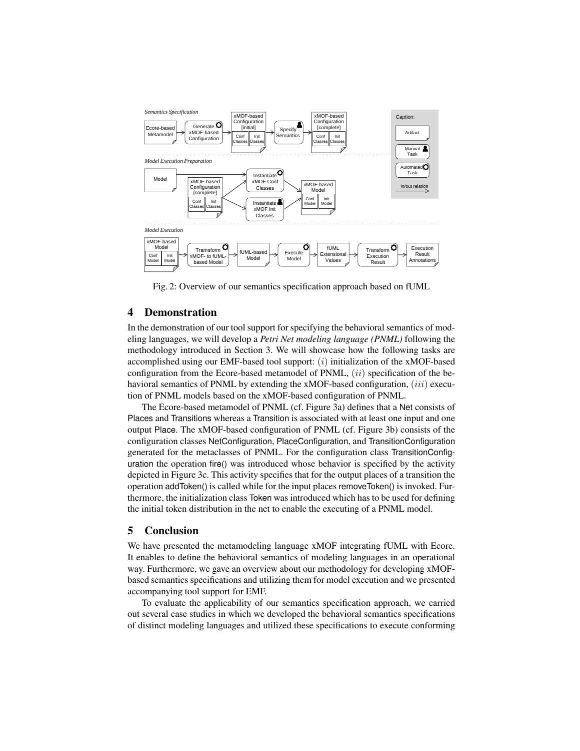Fig. 2: Overview of our semantics specification approach based on fUML

## 4 Demonstration

In the demonstration of our tool support for specifying the behavioral semantics of modeling languages, we will develop a *Petri Net modeling language (PNML)* following the methodology introduced in Section 3. We will showcase how the following tasks are accomplished using our EMF-based tool support: $(i)$ initialization of the xMOF-based configuration from the Ecore-based metamodel of PNML, $(ii)$ specification of the behavioral semantics of PNML by extending the xMOF-based configuration, $(iii)$ execution of PNML models based on the xMOF-based configuration of PNML.

The Ecore-based metamodel of PNML (cf. Figure 3a) defines that a Net consists of Places and Transitions whereas a Transition is associated with at least one input and one output Place. The xMOF-based configuration of PNML (cf. Figure 3b) consists of the configuration classes NetConfiguration, PlaceConfiguration, and TransitionConfiguration generated for the metaclasses of PNML. For the configuration class TransitionConfiguration the operation fire() was introduced whose behavior is specified by the activity depicted in Figure 3c. This activity specifies that for the output places of a transition the operation addToken() is called while for the input places removeToken() is invoked. Furthermore, the initialization class Token was introduced which has to be used for defining the initial token distribution in the net to enable the executing of a PNML model.

## 5 Conclusion

We have presented the metamodeling language xMOF integrating fUML with Ecore. It enables to define the behavioral semantics of modeling languages in an operational way. Furthermore, we gave an overview about our methodology for developing xMOF-based semantics specifications and utilizing them for model execution and we presented accompanying tool support for EMF.

To evaluate the applicability of our semantics specification approach, we carried out several case studies in which we developed the behavioral semantics specifications of distinct modeling languages and utilized these specifications to execute conforming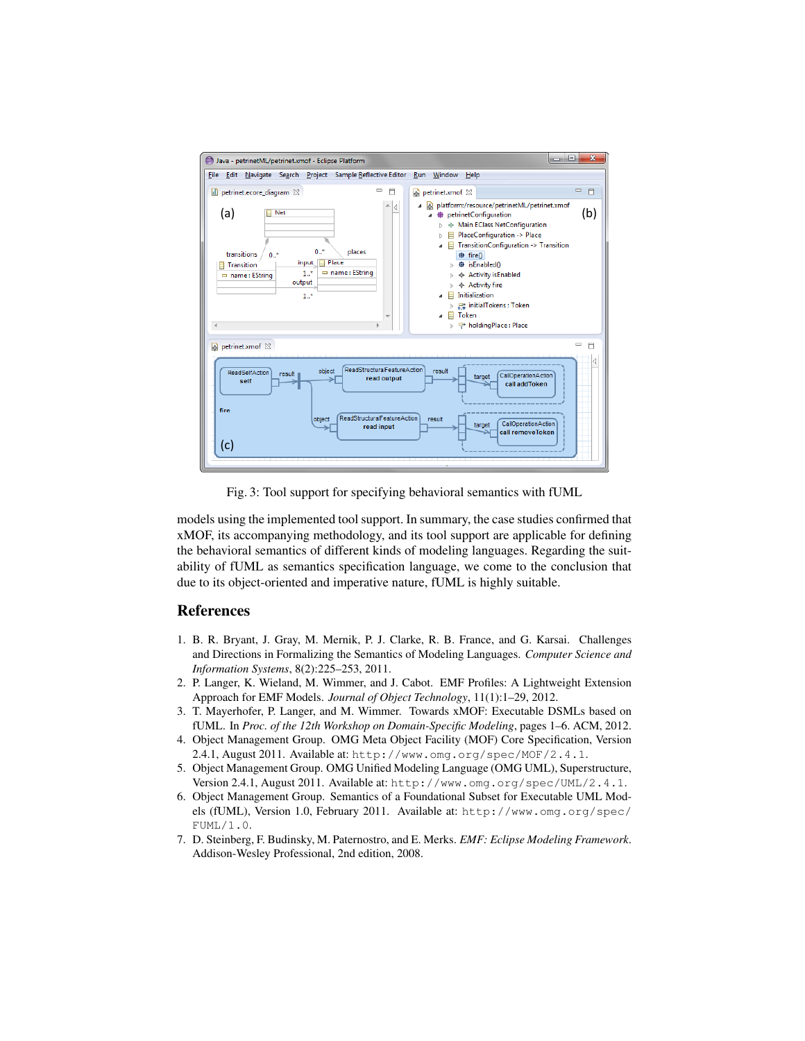Fig. 3: Tool support for specifying behavioral semantics with fUML

models using the implemented tool support. In summary, the case studies confirmed that xMOF, its accompanying methodology, and its tool support are applicable for defining the behavioral semantics of different kinds of modeling languages. Regarding the suitability of fUML as semantics specification language, we come to the conclusion that due to its object-oriented and imperative nature, fUML is highly suitable.

## References

1. B. R. Bryant, J. Gray, M. Mernik, P. J. Clarke, R. B. France, and G. Karsai. Challenges and Directions in Formalizing the Semantics of Modeling Languages. *Computer Science and Information Systems*, 8(2):225–253, 2011.
2. P. Langer, K. Wieland, M. Wimmer, and J. Cabot. EMF Profiles: A Lightweight Extension Approach for EMF Models. *Journal of Object Technology*, 11(1):1–29, 2012.
3. T. Mayerhofer, P. Langer, and M. Wimmer. Towards xMOF: Executable DSMLs based on fUML. In *Proc. of the 12th Workshop on Domain-Specific Modeling*, pages 1–6. ACM, 2012.
4. Object Management Group. OMG Meta Object Facility (MOF) Core Specification, Version 2.4.1, August 2011. Available at: `http://www.omg.org/spec/MOF/2.4.1`.
5. Object Management Group. OMG Unified Modeling Language (OMG UML), Superstructure, Version 2.4.1, August 2011. Available at: `http://www.omg.org/spec/UML/2.4.1`.
6. Object Management Group. Semantics of a Foundational Subset for Executable UML Models (fUML), Version 1.0, February 2011. Available at: `http://www.omg.org/spec/FUML/1.0`.
7. D. Steinberg, F. Budinsky, M. Paternostro, and E. Merks. *EMF: Eclipse Modeling Framework*. Addison-Wesley Professional, 2nd edition, 2008.